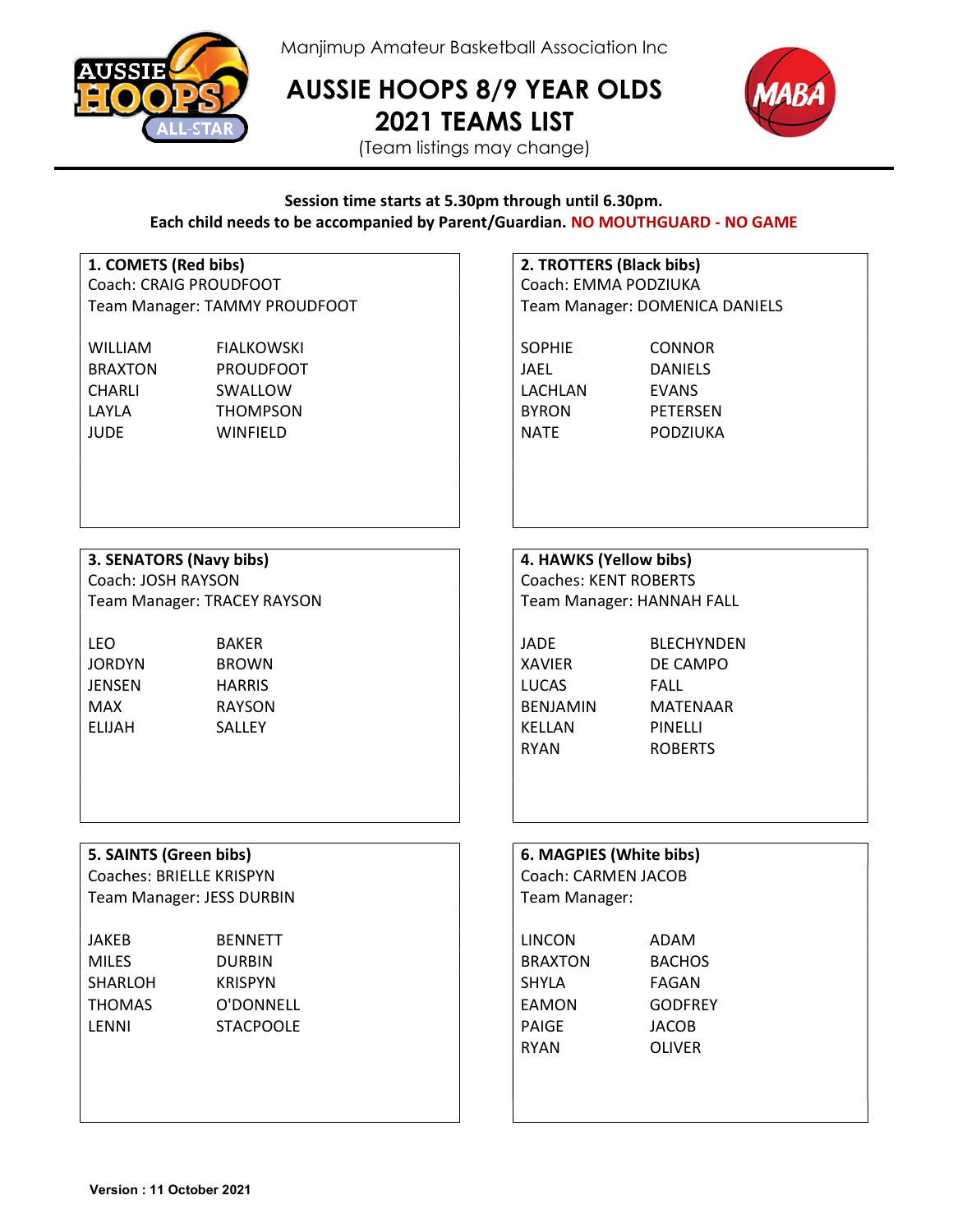Manjimup Amateur Basketball Association Inc

# AUSSIE HOOPS 8/9 YEAR OLDS 2021 TEAMS LIST

(Team listings may change)

**Session time starts at 5.30pm through until 6.30pm.**
**Each child needs to be accompanied by Parent/Guardian. NO MOUTHGUARD - NO GAME**

**1. COMETS (Red bibs)**
Coach: CRAIG PROUDFOOT
Team Manager: TAMMY PROUDFOOT

| | |
|---|---|
| WILLIAM | FIALKOWSKI |
| BRAXTON | PROUDFOOT |
| CHARLI | SWALLOW |
| LAYLA | THOMPSON |
| JUDE | WINFIELD |

**2. TROTTERS (Black bibs)**
Coach: EMMA PODZIUKA
Team Manager: DOMENICA DANIELS

| | |
|---|---|
| SOPHIE | CONNOR |
| JAEL | DANIELS |
| LACHLAN | EVANS |
| BYRON | PETERSEN |
| NATE | PODZIUKA |

**3. SENATORS (Navy bibs)**
Coach: JOSH RAYSON
Team Manager: TRACEY RAYSON

| | |
|---|---|
| LEO | BAKER |
| JORDYN | BROWN |
| JENSEN | HARRIS |
| MAX | RAYSON |
| ELIJAH | SALLEY |

**4. HAWKS (Yellow bibs)**
Coaches: KENT ROBERTS
Team Manager: HANNAH FALL

| | |
|---|---|
| JADE | BLECHYNDEN |
| XAVIER | DE CAMPO |
| LUCAS | FALL |
| BENJAMIN | MATENAAR |
| KELLAN | PINELLI |
| RYAN | ROBERTS |

**5. SAINTS (Green bibs)**
Coaches: BRIELLE KRISPYN
Team Manager: JESS DURBIN

| | |
|---|---|
| JAKEB | BENNETT |
| MILES | DURBIN |
| SHARLOH | KRISPYN |
| THOMAS | O'DONNELL |
| LENNI | STACPOOLE |

**6. MAGPIES (White bibs)**
Coach: CARMEN JACOB
Team Manager:

| | |
|---|---|
| LINCON | ADAM |
| BRAXTON | BACHOS |
| SHYLA | FAGAN |
| EAMON | GODFREY |
| PAIGE | JACOB |
| RYAN | OLIVER |

**Version : 11 October 2021**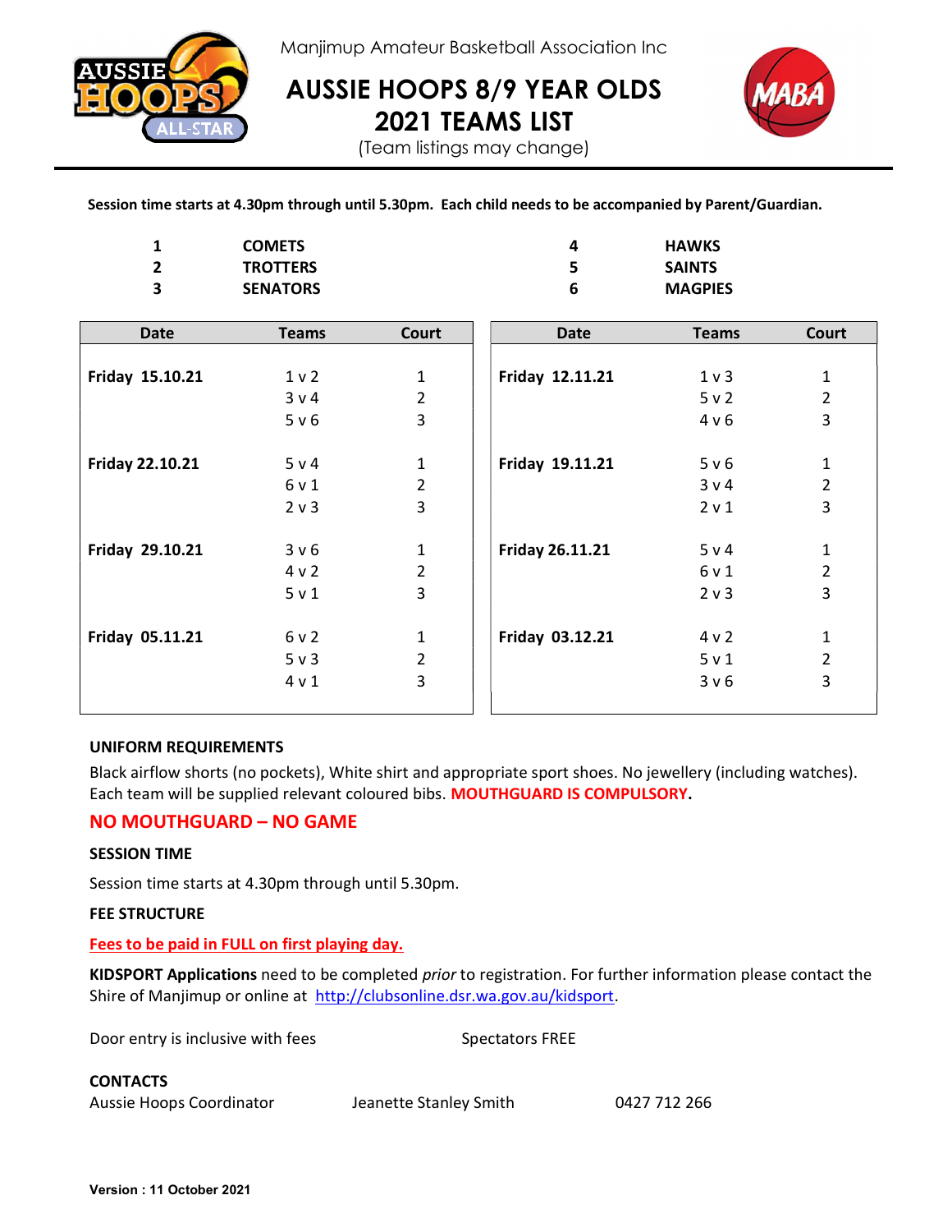Manjimup Amateur Basketball Association Inc

# AUSSIE HOOPS 8/9 YEAR OLDS 2021 TEAMS LIST

(Team listings may change)

**Session time starts at 4.30pm through until 5.30pm. Each child needs to be accompanied by Parent/Guardian.**

| | | | |
|---|---|---|---|
| **1** | **COMETS** | **4** | **HAWKS** |
| **2** | **TROTTERS** | **5** | **SAINTS** |
| **3** | **SENATORS** | **6** | **MAGPIES** |

| Date | Teams | Court |
|---|---|---|
| **Friday 15.10.21** | 1 v 2 | 1 |
| | 3 v 4 | 2 |
| | 5 v 6 | 3 |
| **Friday 22.10.21** | 5 v 4 | 1 |
| | 6 v 1 | 2 |
| | 2 v 3 | 3 |
| **Friday 29.10.21** | 3 v 6 | 1 |
| | 4 v 2 | 2 |
| | 5 v 1 | 3 |
| **Friday 05.11.21** | 6 v 2 | 1 |
| | 5 v 3 | 2 |
| | 4 v 1 | 3 |

| Date | Teams | Court |
|---|---|---|
| **Friday 12.11.21** | 1 v 3 | 1 |
| | 5 v 2 | 2 |
| | 4 v 6 | 3 |
| **Friday 19.11.21** | 5 v 6 | 1 |
| | 3 v 4 | 2 |
| | 2 v 1 | 3 |
| **Friday 26.11.21** | 5 v 4 | 1 |
| | 6 v 1 | 2 |
| | 2 v 3 | 3 |
| **Friday 03.12.21** | 4 v 2 | 1 |
| | 5 v 1 | 2 |
| | 3 v 6 | 3 |

**UNIFORM REQUIREMENTS**

Black airflow shorts (no pockets), White shirt and appropriate sport shoes. No jewellery (including watches). Each team will be supplied relevant coloured bibs. **MOUTHGUARD IS COMPULSORY.**

**NO MOUTHGUARD – NO GAME**

**SESSION TIME**

Session time starts at 4.30pm through until 5.30pm.

**FEE STRUCTURE**

Fees to be paid in FULL on first playing day.

**KIDSPORT Applications** need to be completed *prior* to registration. For further information please contact the Shire of Manjimup or online at http://clubsonline.dsr.wa.gov.au/kidsport.

Door entry is inclusive with fees    Spectators FREE

**CONTACTS**

Aussie Hoops Coordinator    Jeanette Stanley Smith    0427 712 266

**Version : 11 October 2021**